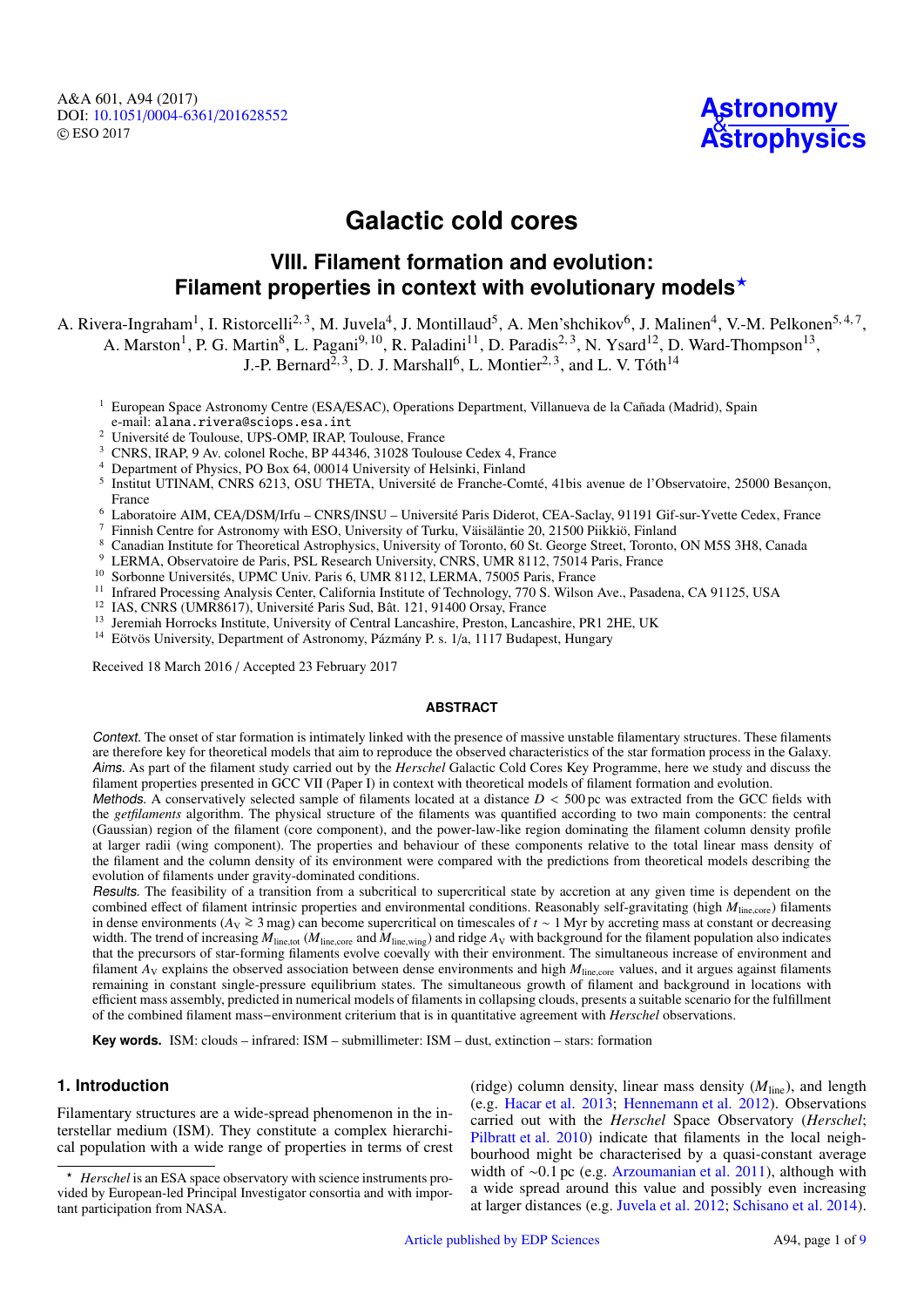# Galactic cold cores

## VIII. Filament formation and evolution: Filament properties in context with evolutionary models*

A. Rivera-Ingraham[1], I. Ristorcelli[2,3], M. Juvela[4], J. Montillaud[5], A. Men'shchikov[6], J. Malinen[4], V.-M. Pelkonen[5,4,7], A. Marston[1], P. G. Martin[8], L. Pagani[9,10], R. Paladini[11], D. Paradis[2,3], N. Ysard[12], D. Ward-Thompson[13], J.-P. Bernard[2,3], D. J. Marshall[6], L. Montier[2,3], and L. V. Tóth[14]

[1] European Space Astronomy Centre (ESA/ESAC), Operations Department, Villanueva de la Cañada (Madrid), Spain
e-mail: alana.rivera@sciops.esa.int
[2] Université de Toulouse, UPS-OMP, IRAP, Toulouse, France
[3] CNRS, IRAP, 9 Av. colonel Roche, BP 44346, 31028 Toulouse Cedex 4, France
[4] Department of Physics, PO Box 64, 00014 University of Helsinki, Finland
[5] Institut UTINAM, CNRS 6213, OSU THETA, Université de Franche-Comté, 41bis avenue de l'Observatoire, 25000 Besançon, France
[6] Laboratoire AIM, CEA/DSM/Irfu – CNRS/INSU – Université Paris Diderot, CEA-Saclay, 91191 Gif-sur-Yvette Cedex, France
[7] Finnish Centre for Astronomy with ESO, University of Turku, Väisäläntie 20, 21500 Piikkiö, Finland
[8] Canadian Institute for Theoretical Astrophysics, University of Toronto, 60 St. George Street, Toronto, ON M5S 3H8, Canada
[9] LERMA, Observatoire de Paris, PSL Research University, CNRS, UMR 8112, 75014 Paris, France
[10] Sorbonne Universités, UPMC Univ. Paris 6, UMR 8112, LERMA, 75005 Paris, France
[11] Infrared Processing Analysis Center, California Institute of Technology, 770 S. Wilson Ave., Pasadena, CA 91125, USA
[12] IAS, CNRS (UMR8617), Université Paris Sud, Bât. 121, 91400 Orsay, France
[13] Jeremiah Horrocks Institute, University of Central Lancashire, Preston, Lancashire, PR1 2HE, UK
[14] Eötvös University, Department of Astronomy, Pázmány P. s. 1/a, 1117 Budapest, Hungary

Received 18 March 2016 / Accepted 23 February 2017

#### ABSTRACT

*Context.* The onset of star formation is intimately linked with the presence of massive unstable filamentary structures. These filaments are therefore key for theoretical models that aim to reproduce the observed characteristics of the star formation process in the Galaxy.

*Aims.* As part of the filament study carried out by the *Herschel* Galactic Cold Cores Key Programme, here we study and discuss the filament properties presented in GCC VII (Paper I) in context with theoretical models of filament formation and evolution.

*Methods.* A conservatively selected sample of filaments located at a distance $D < 500$ pc was extracted from the GCC fields with the *getfilaments* algorithm. The physical structure of the filaments was quantified according to two main components: the central (Gaussian) region of the filament (core component), and the power-law-like region dominating the filament column density profile at larger radii (wing component). The properties and behaviour of these components relative to the total linear mass density of the filament and the column density of its environment were compared with the predictions from theoretical models describing the evolution of filaments under gravity-dominated conditions.

*Results.* The feasibility of a transition from a subcritical to supercritical state by accretion at any given time is dependent on the combined effect of filament intrinsic properties and environmental conditions. Reasonably self-gravitating (high $M_{\rm line,core}$) filaments in dense environments ($A_{\rm V} \gtrsim 3$ mag) can become supercritical on timescales of $t \sim 1$ Myr by accreting mass at constant or decreasing width. The trend of increasing $M_{\rm line,tot}$ ($M_{\rm line,core}$ and $M_{\rm line,wing}$) and ridge $A_{\rm V}$ with background for the filament population also indicates that the precursors of star-forming filaments evolve coevally with their environment. The simultaneous increase of environment and filament $A_{\rm V}$ explains the observed association between dense environments and high $M_{\rm line,core}$ values, and it argues against filaments remaining in constant single-pressure equilibrium states. The simultaneous growth of filament and background in locations with efficient mass assembly, predicted in numerical models of filaments in collapsing clouds, presents a suitable scenario for the fulfillment of the combined filament mass–environment criterium that is in quantitative agreement with *Herschel* observations.

**Key words.** ISM: clouds – infrared: ISM – submillimeter: ISM – dust, extinction – stars: formation

## 1. Introduction

Filamentary structures are a wide-spread phenomenon in the interstellar medium (ISM). They constitute a complex hierarchical population with a wide range of properties in terms of crest (ridge) column density, linear mass density ($M_{\rm line}$), and length (e.g. Hacar et al. 2013; Hennemann et al. 2012). Observations carried out with the *Herschel* Space Observatory (*Herschel*; Pilbratt et al. 2010) indicate that filaments in the local neighbourhood might be characterised by a quasi-constant average width of ~0.1 pc (e.g. Arzoumanian et al. 2011), although with a wide spread around this value and possibly even increasing at larger distances (e.g. Juvela et al. 2012; Schisano et al. 2014).

* *Herschel* is an ESA space observatory with science instruments provided by European-led Principal Investigator consortia and with important participation from NASA.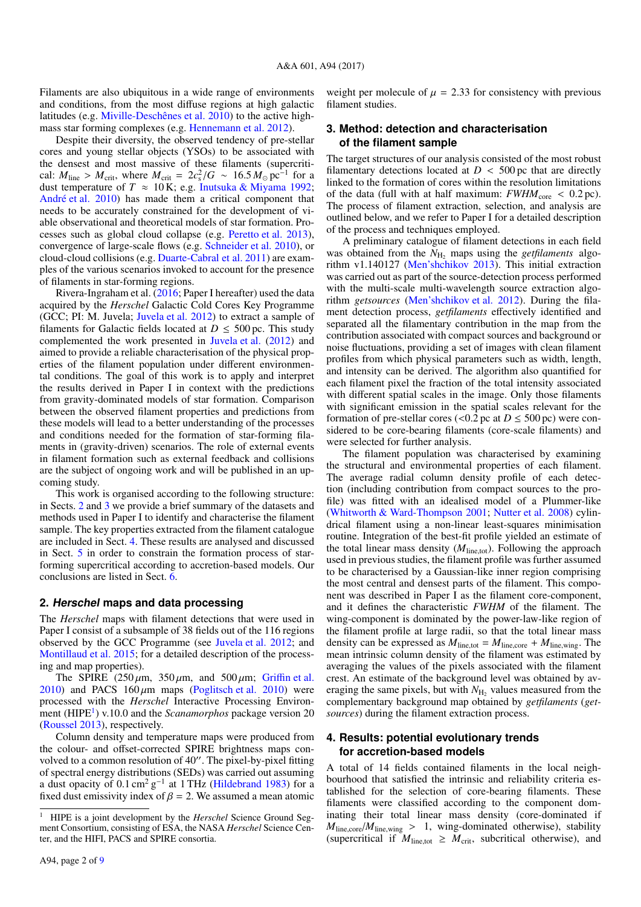Filaments are also ubiquitous in a wide range of environments and conditions, from the most diffuse regions at high galactic latitudes (e.g. Miville-Deschênes et al. 2010) to the active high-mass star forming complexes (e.g. Hennemann et al. 2012).

Despite their diversity, the observed tendency of pre-stellar cores and young stellar objects (YSOs) to be associated with the densest and most massive of these filaments (supercritical: $M_{\rm line} > M_{\rm crit}$, where $M_{\rm crit} = 2c_s^2/G \sim 16.5\,M_\odot\,{\rm pc}^{-1}$ for a dust temperature of $T \approx 10$ K; e.g. Inutsuka & Miyama 1992; André et al. 2010) has made them a critical component that needs to be accurately constrained for the development of viable observational and theoretical models of star formation. Processes such as global cloud collapse (e.g. Peretto et al. 2013), convergence of large-scale flows (e.g. Schneider et al. 2010), or cloud-cloud collisions (e.g. Duarte-Cabral et al. 2011) are examples of the various scenarios invoked to account for the presence of filaments in star-forming regions.

Rivera-Ingraham et al. (2016; Paper I hereafter) used the data acquired by the *Herschel* Galactic Cold Cores Key Programme (GCC; PI: M. Juvela; Juvela et al. 2012) to extract a sample of filaments for Galactic fields located at $D \leq 500$ pc. This study complemented the work presented in Juvela et al. (2012) and aimed to provide a reliable characterisation of the physical properties of the filament population under different environmental conditions. The goal of this work is to apply and interpret the results derived in Paper I in context with the predictions from gravity-dominated models of star formation. Comparison between the observed filament properties and predictions from these models will lead to a better understanding of the processes and conditions needed for the formation of star-forming filaments in (gravity-driven) scenarios. The role of external events in filament formation such as external feedback and collisions are the subject of ongoing work and will be published in an upcoming study.

This work is organised according to the following structure: in Sects. 2 and 3 we provide a brief summary of the datasets and methods used in Paper I to identify and characterise the filament sample. The key properties extracted from the filament catalogue are included in Sect. 4. These results are analysed and discussed in Sect. 5 in order to constrain the formation process of star-forming supercritical according to accretion-based models. Our conclusions are listed in Sect. 6.

## 2. *Herschel* maps and data processing

The *Herschel* maps with filament detections that were used in Paper I consist of a subsample of 38 fields out of the 116 regions observed by the GCC Programme (see Juvela et al. 2012; and Montillaud et al. 2015; for a detailed description of the processing and map properties).

The SPIRE (250 $\mu$m, 350 $\mu$m, and 500 $\mu$m; Griffin et al. 2010) and PACS 160 $\mu$m maps (Poglitsch et al. 2010) were processed with the *Herschel* Interactive Processing Environment (HIPE[1]) v.10.0 and the *Scanamorphos* package version 20 (Roussel 2013), respectively.

Column density and temperature maps were produced from the colour- and offset-corrected SPIRE brightness maps convolved to a common resolution of 40″. The pixel-by-pixel fitting of spectral energy distributions (SEDs) was carried out assuming a dust opacity of 0.1 cm$^2$ g$^{-1}$ at 1 THz (Hildebrand 1983) for a fixed dust emissivity index of $\beta = 2$. We assumed a mean atomic weight per molecule of $\mu = 2.33$ for consistency with previous filament studies.

[1] HIPE is a joint development by the *Herschel* Science Ground Segment Consortium, consisting of ESA, the NASA *Herschel* Science Center, and the HIFI, PACS and SPIRE consortia.

## 3. Method: detection and characterisation of the filament sample

The target structures of our analysis consisted of the most robust filamentary detections located at $D < 500$ pc that are directly linked to the formation of cores within the resolution limitations of the data (full with at half maximum: $FWHM_{\rm core} < 0.2$ pc). The process of filament extraction, selection, and analysis are outlined below, and we refer to Paper I for a detailed description of the process and techniques employed.

A preliminary catalogue of filament detections in each field was obtained from the $N_{\rm H_2}$ maps using the *getfilaments* algorithm v1.140127 (Men'shchikov 2013). This initial extraction was carried out as part of the source-detection process performed with the multi-scale multi-wavelength source extraction algorithm *getsources* (Men'shchikov et al. 2012). During the filament detection process, *getfilaments* effectively identified and separated all the filamentary contribution in the map from the contribution associated with compact sources and background or noise fluctuations, providing a set of images with clean filament profiles from which physical parameters such as width, length, and intensity can be derived. The algorithm also quantified for each filament pixel the fraction of the total intensity associated with different spatial scales in the image. Only those filaments with significant emission in the spatial scales relevant for the formation of pre-stellar cores (<0.2 pc at $D \leq 500$ pc) were considered to be core-bearing filaments (core-scale filaments) and were selected for further analysis.

The filament population was characterised by examining the structural and environmental properties of each filament. The average radial column density profile of each detection (including contribution from compact sources to the profile) was fitted with an idealised model of a Plummer-like (Whitworth & Ward-Thompson 2001; Nutter et al. 2008) cylindrical filament using a non-linear least-squares minimisation routine. Integration of the best-fit profile yielded an estimate of the total linear mass density ($M_{\rm line,tot}$). Following the approach used in previous studies, the filament profile was further assumed to be characterised by a Gaussian-like inner region comprising the most central and densest parts of the filament. This component was described in Paper I as the filament core-component, and it defines the characteristic *FWHM* of the filament. The wing-component is dominated by the power-law-like region of the filament profile at large radii, so that the total linear mass density can be expressed as $M_{\rm line,tot} = M_{\rm line,core} + M_{\rm line,wing}$. The mean intrinsic column density of the filament was estimated by averaging the values of the pixels associated with the filament crest. An estimate of the background level was obtained by averaging the same pixels, but with $N_{\rm H_2}$ values measured from the complementary background map obtained by *getfilaments* (*getsources*) during the filament extraction process.

## 4. Results: potential evolutionary trends for accretion-based models

A total of 14 fields contained filaments in the local neighbourhood that satisfied the intrinsic and reliability criteria established for the selection of core-bearing filaments. These filaments were classified according to the component dominating their total linear mass density (core-dominated if $M_{\rm line,core}/M_{\rm line,wing} > 1$, wing-dominated otherwise), stability (supercritical if $M_{\rm line,tot} \geq M_{\rm crit}$, subcritical otherwise), and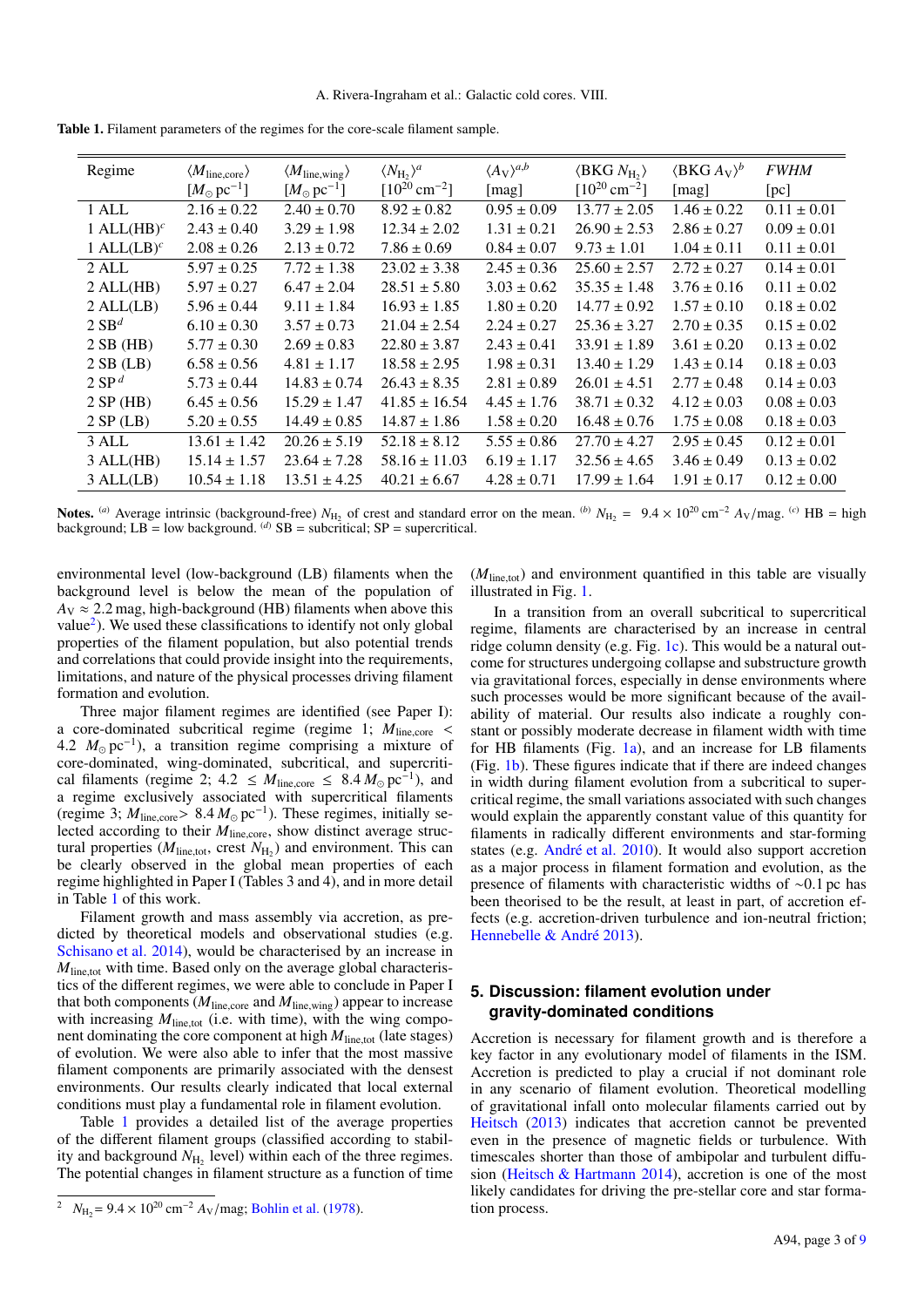**Table 1.** Filament parameters of the regimes for the core-scale filament sample.

| Regime | $\langle M_{\rm line,core} \rangle$ $[M_\odot\,{\rm pc}^{-1}]$ | $\langle M_{\rm line,wing} \rangle$ $[M_\odot\,{\rm pc}^{-1}]$ | $\langle N_{\rm H_2} \rangle^a$ $[10^{20}\,{\rm cm}^{-2}]$ | $\langle A_{\rm V} \rangle^{a,b}$ [mag] | $\langle {\rm BKG}\ N_{\rm H_2} \rangle$ $[10^{20}\,{\rm cm}^{-2}]$ | $\langle {\rm BKG}\ A_{\rm V} \rangle^b$ [mag] | *FWHM* [pc] |
|---|---|---|---|---|---|---|---|
| 1 ALL | 2.16 ± 0.22 | 2.40 ± 0.70 | 8.92 ± 0.82 | 0.95 ± 0.09 | 13.77 ± 2.05 | 1.46 ± 0.22 | 0.11 ± 0.01 |
| 1 ALL(HB)[c] | 2.43 ± 0.40 | 3.29 ± 1.98 | 12.34 ± 2.02 | 1.31 ± 0.21 | 26.90 ± 2.53 | 2.86 ± 0.27 | 0.09 ± 0.01 |
| 1 ALL(LB)[c] | 2.08 ± 0.26 | 2.13 ± 0.72 | 7.86 ± 0.69 | 0.84 ± 0.07 | 9.73 ± 1.01 | 1.04 ± 0.11 | 0.11 ± 0.01 |
| 2 ALL | 5.97 ± 0.25 | 7.72 ± 1.38 | 23.02 ± 3.38 | 2.45 ± 0.36 | 25.60 ± 2.57 | 2.72 ± 0.27 | 0.14 ± 0.01 |
| 2 ALL(HB) | 5.97 ± 0.27 | 6.47 ± 2.04 | 28.51 ± 5.80 | 3.03 ± 0.62 | 35.35 ± 1.48 | 3.76 ± 0.16 | 0.11 ± 0.02 |
| 2 ALL(LB) | 5.96 ± 0.44 | 9.11 ± 1.84 | 16.93 ± 1.85 | 1.80 ± 0.20 | 14.77 ± 0.92 | 1.57 ± 0.10 | 0.18 ± 0.02 |
| 2 SB[d] | 6.10 ± 0.30 | 3.57 ± 0.73 | 21.04 ± 2.54 | 2.24 ± 0.27 | 25.36 ± 3.27 | 2.70 ± 0.35 | 0.15 ± 0.02 |
| 2 SB (HB) | 5.77 ± 0.30 | 2.69 ± 0.83 | 22.80 ± 3.87 | 2.43 ± 0.41 | 33.91 ± 1.89 | 3.61 ± 0.20 | 0.13 ± 0.02 |
| 2 SB (LB) | 6.58 ± 0.56 | 4.81 ± 1.17 | 18.58 ± 2.95 | 1.98 ± 0.31 | 13.40 ± 1.29 | 1.43 ± 0.14 | 0.18 ± 0.03 |
| 2 SP[d] | 5.73 ± 0.44 | 14.83 ± 0.74 | 26.43 ± 8.35 | 2.81 ± 0.89 | 26.01 ± 4.51 | 2.77 ± 0.48 | 0.14 ± 0.03 |
| 2 SP (HB) | 6.45 ± 0.56 | 15.29 ± 1.47 | 41.85 ± 16.54 | 4.45 ± 1.76 | 38.71 ± 0.32 | 4.12 ± 0.03 | 0.08 ± 0.03 |
| 2 SP (LB) | 5.20 ± 0.55 | 14.49 ± 0.85 | 14.87 ± 1.86 | 1.58 ± 0.20 | 16.48 ± 0.76 | 1.75 ± 0.08 | 0.18 ± 0.03 |
| 3 ALL | 13.61 ± 1.42 | 20.26 ± 5.19 | 52.18 ± 8.12 | 5.55 ± 0.86 | 27.70 ± 4.27 | 2.95 ± 0.45 | 0.12 ± 0.01 |
| 3 ALL(HB) | 15.14 ± 1.57 | 23.64 ± 7.28 | 58.16 ± 11.03 | 6.19 ± 1.17 | 32.56 ± 4.65 | 3.46 ± 0.49 | 0.13 ± 0.02 |
| 3 ALL(LB) | 10.54 ± 1.18 | 13.51 ± 4.25 | 40.21 ± 6.67 | 4.28 ± 0.71 | 17.99 ± 1.64 | 1.91 ± 0.17 | 0.12 ± 0.00 |

**Notes.** [(a)] Average intrinsic (background-free) $N_{\rm H_2}$ of crest and standard error on the mean. [(b)] $N_{\rm H_2} = 9.4 \times 10^{20}\,{\rm cm}^{-2}\,A_{\rm V}/{\rm mag}$. [(c)] HB = high background; LB = low background. [(d)] SB = subcritical; SP = supercritical.

environmental level (low-background (LB) filaments when the background level is below the mean of the population of $A_{\rm V} \approx 2.2$ mag, high-background (HB) filaments when above this value[2]). We used these classifications to identify not only global properties of the filament population, but also potential trends and correlations that could provide insight into the requirements, limitations, and nature of the physical processes driving filament formation and evolution.

Three major filament regimes are identified (see Paper I): a core-dominated subcritical regime (regime 1; $M_{\rm line,core} < 4.2\ M_\odot\,{\rm pc}^{-1}$), a transition regime comprising a mixture of core-dominated, wing-dominated, subcritical, and supercritical filaments (regime 2; $4.2 \leq M_{\rm line,core} \leq 8.4\,M_\odot\,{\rm pc}^{-1}$), and a regime exclusively associated with supercritical filaments (regime 3; $M_{\rm line,core} > 8.4\,M_\odot\,{\rm pc}^{-1}$). These regimes, initially selected according to their $M_{\rm line,core}$, show distinct average structural properties ($M_{\rm line,tot}$, crest $N_{\rm H_2}$) and environment. This can be clearly observed in the global mean properties of each regime highlighted in Paper I (Tables 3 and 4), and in more detail in Table 1 of this work.

Filament growth and mass assembly via accretion, as predicted by theoretical models and observational studies (e.g. Schisano et al. 2014), would be characterised by an increase in $M_{\rm line,tot}$ with time. Based only on the average global characteristics of the different regimes, we were able to conclude in Paper I that both components ($M_{\rm line,core}$ and $M_{\rm line,wing}$) appear to increase with increasing $M_{\rm line,tot}$ (i.e. with time), with the wing component dominating the core component at high $M_{\rm line,tot}$ (late stages) of evolution. We were also able to infer that the most massive filament components are primarily associated with the densest environments. Our results clearly indicated that local external conditions must play a fundamental role in filament evolution.

Table 1 provides a detailed list of the average properties of the different filament groups (classified according to stability and background $N_{\rm H_2}$ level) within each of the three regimes. The potential changes in filament structure as a function of time ($M_{\rm line,tot}$) and environment quantified in this table are visually illustrated in Fig. 1.

In a transition from an overall subcritical to supercritical regime, filaments are characterised by an increase in central ridge column density (e.g. Fig. 1c). This would be a natural outcome for structures undergoing collapse and substructure growth via gravitational forces, especially in dense environments where such processes would be more significant because of the availability of material. Our results also indicate a roughly constant or possibly moderate decrease in filament width with time for HB filaments (Fig. 1a), and an increase for LB filaments (Fig. 1b). These figures indicate that if there are indeed changes in width during filament evolution from a subcritical to supercritical regime, the small variations associated with such changes would explain the apparently constant value of this quantity for filaments in radically different environments and star-forming states (e.g. André et al. 2010). It would also support accretion as a major process in filament formation and evolution, as the presence of filaments with characteristic widths of ~0.1 pc has been theorised to be the result, at least in part, of accretion effects (e.g. accretion-driven turbulence and ion-neutral friction; Hennebelle & André 2013).

## 5. Discussion: filament evolution under gravity-dominated conditions

Accretion is necessary for filament growth and is therefore a key factor in any evolutionary model of filaments in the ISM. Accretion is predicted to play a crucial if not dominant role in any scenario of filament evolution. Theoretical modelling of gravitational infall onto molecular filaments carried out by Heitsch (2013) indicates that accretion cannot be prevented even in the presence of magnetic fields or turbulence. With timescales shorter than those of ambipolar and turbulent diffusion (Heitsch & Hartmann 2014), accretion is one of the most likely candidates for driving the pre-stellar core and star formation process.

[2] $N_{\rm H_2} = 9.4 \times 10^{20}\,{\rm cm}^{-2}\,A_{\rm V}/{\rm mag}$; Bohlin et al. (1978).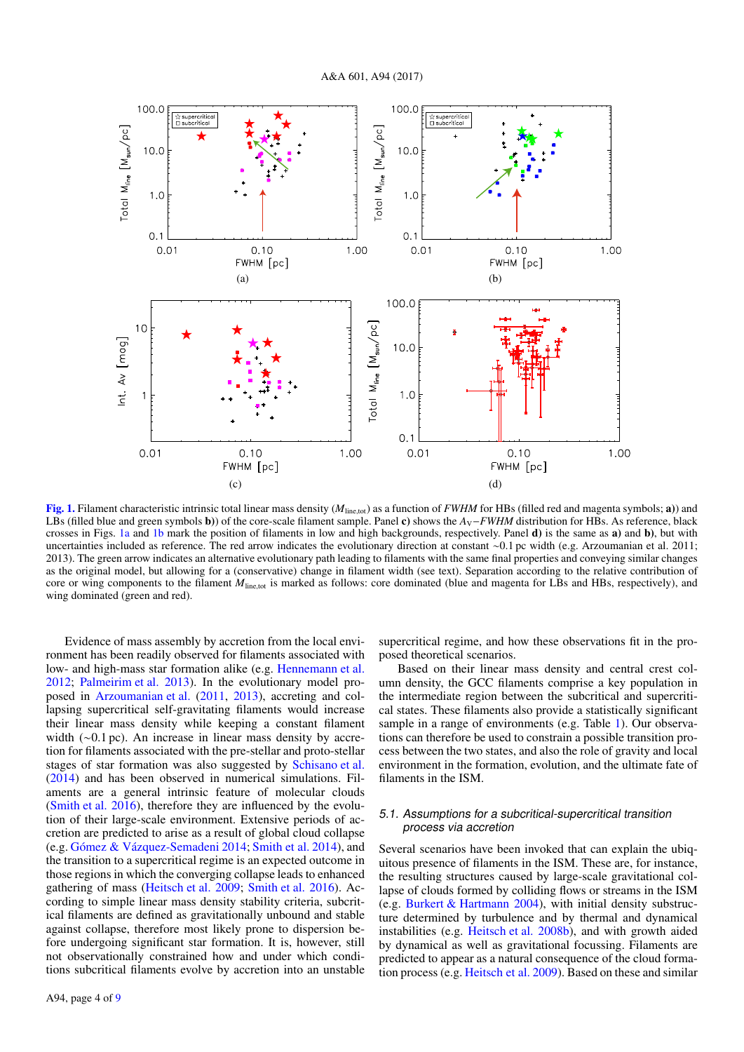**Fig. 1.** Filament characteristic intrinsic total linear mass density ($M_{\rm line,tot}$) as a function of *FWHM* for HBs (filled red and magenta symbols; **a)**) and LBs (filled blue and green symbols **b)**) of the core-scale filament sample. Panel **c)** shows the $A_{\rm V}-FWHM$ distribution for HBs. As reference, black crosses in Figs. 1a and 1b mark the position of filaments in low and high backgrounds, respectively. Panel **d)** is the same as **a)** and **b)**, but with uncertainties included as reference. The red arrow indicates the evolutionary direction at constant ~0.1 pc width (e.g. Arzoumanian et al. 2011; 2013). The green arrow indicates an alternative evolutionary path leading to filaments with the same final properties and conveying similar changes as the original model, but allowing for a (conservative) change in filament width (see text). Separation according to the relative contribution of core or wing components to the filament $M_{\rm line,tot}$ is marked as follows: core dominated (blue and magenta for LBs and HBs, respectively), and wing dominated (green and red).

Evidence of mass assembly by accretion from the local environment has been readily observed for filaments associated with low- and high-mass star formation alike (e.g. Hennemann et al. 2012; Palmeirim et al. 2013). In the evolutionary model proposed in Arzoumanian et al. (2011, 2013), accreting and collapsing supercritical self-gravitating filaments would increase their linear mass density while keeping a constant filament width (~0.1 pc). An increase in linear mass density by accretion for filaments associated with the pre-stellar and proto-stellar stages of star formation was also suggested by Schisano et al. (2014) and has been observed in numerical simulations. Filaments are a general intrinsic feature of molecular clouds (Smith et al. 2016), therefore they are influenced by the evolution of their large-scale environment. Extensive periods of accretion are predicted to arise as a result of global cloud collapse (e.g. Gómez & Vázquez-Semadeni 2014; Smith et al. 2014), and the transition to a supercritical regime is an expected outcome in those regions in which the converging collapse leads to enhanced gathering of mass (Heitsch et al. 2009; Smith et al. 2016). According to simple linear mass density stability criteria, subcritical filaments are defined as gravitationally unbound and stable against collapse, therefore most likely prone to dispersion before undergoing significant star formation. It is, however, still not observationally constrained how and under which conditions subcritical filaments evolve by accretion into an unstable supercritical regime, and how these observations fit in the proposed theoretical scenarios.

Based on their linear mass density and central crest column density, the GCC filaments comprise a key population in the intermediate region between the subcritical and supercritical states. These filaments also provide a statistically significant sample in a range of environments (e.g. Table 1). Our observations can therefore be used to constrain a possible transition process between the two states, and also the role of gravity and local environment in the formation, evolution, and the ultimate fate of filaments in the ISM.

### 5.1. Assumptions for a subcritical-supercritical transition process via accretion

Several scenarios have been invoked that can explain the ubiquitous presence of filaments in the ISM. These are, for instance, the resulting structures caused by large-scale gravitational collapse of clouds formed by colliding flows or streams in the ISM (e.g. Burkert & Hartmann 2004), with initial density substructure determined by turbulence and by thermal and dynamical instabilities (e.g. Heitsch et al. 2008b), and with growth aided by dynamical as well as gravitational focussing. Filaments are predicted to appear as a natural consequence of the cloud formation process (e.g. Heitsch et al. 2009). Based on these and similar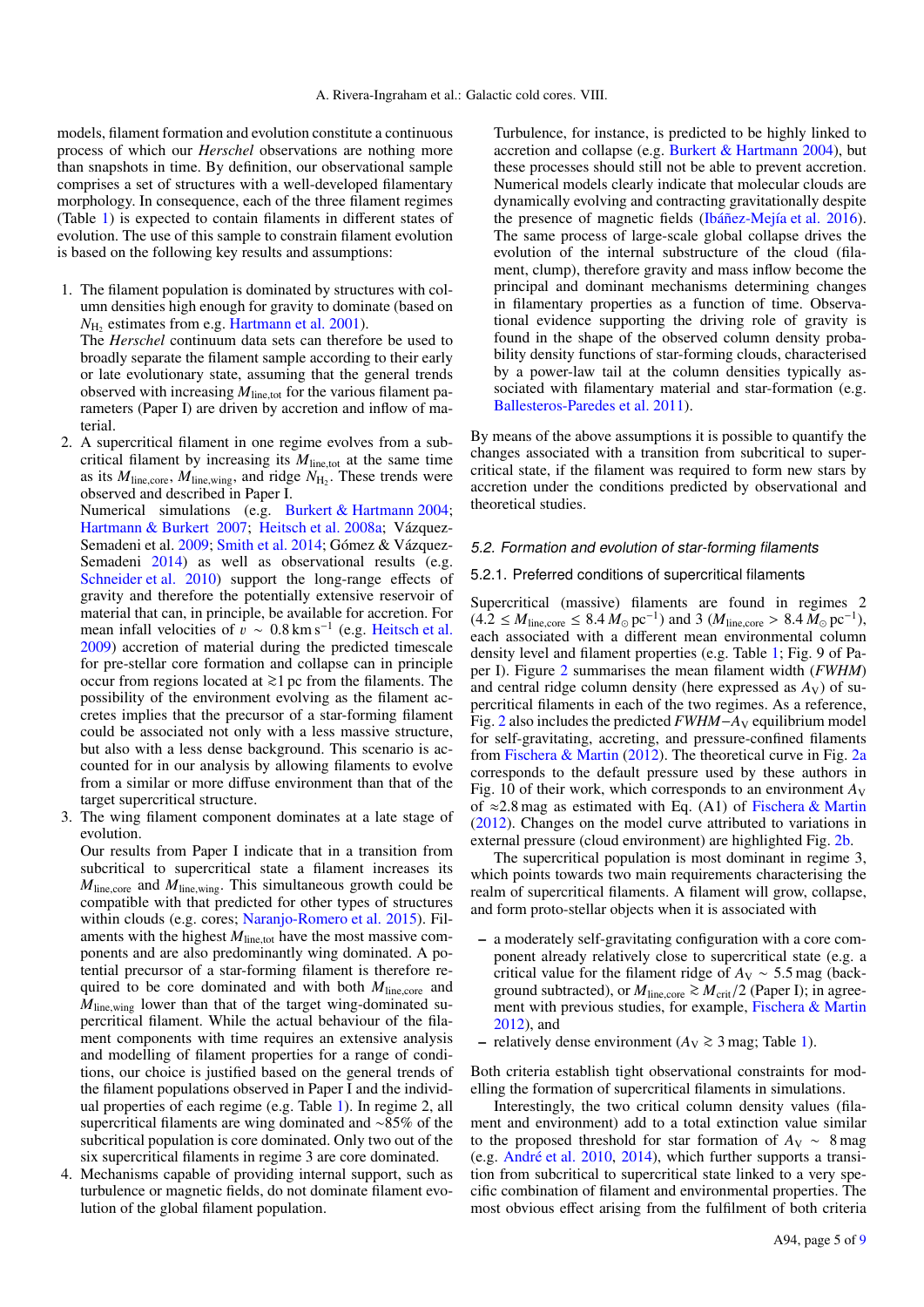models, filament formation and evolution constitute a continuous process of which our *Herschel* observations are nothing more than snapshots in time. By definition, our observational sample comprises a set of structures with a well-developed filamentary morphology. In consequence, each of the three filament regimes (Table 1) is expected to contain filaments in different states of evolution. The use of this sample to constrain filament evolution is based on the following key results and assumptions:

1. The filament population is dominated by structures with column densities high enough for gravity to dominate (based on $N_{H_2}$ estimates from e.g. Hartmann et al. 2001).
   The *Herschel* continuum data sets can therefore be used to broadly separate the filament sample according to their early or late evolutionary state, assuming that the general trends observed with increasing $M_{\rm line,tot}$ for the various filament parameters (Paper I) are driven by accretion and inflow of material.
2. A supercritical filament in one regime evolves from a subcritical filament by increasing its $M_{\rm line,tot}$ at the same time as its $M_{\rm line,core}$, $M_{\rm line,wing}$, and ridge $N_{H_2}$. These trends were observed and described in Paper I.
   Numerical simulations (e.g. Burkert & Hartmann 2004; Hartmann & Burkert 2007; Heitsch et al. 2008a; Vázquez-Semadeni et al. 2009; Smith et al. 2014; Gómez & Vázquez-Semadeni 2014) as well as observational results (e.g. Schneider et al. 2010) support the long-range effects of gravity and therefore the potentially extensive reservoir of material that can, in principle, be available for accretion. For mean infall velocities of $v \sim 0.8\,{\rm km\,s^{-1}}$ (e.g. Heitsch et al. 2009) accretion of material during the predicted timescale for pre-stellar core formation and collapse can in principle occur from regions located at $\gtrsim$1 pc from the filaments. The possibility of the environment evolving as the filament accretes implies that the precursor of a star-forming filament could be associated not only with a less massive structure, but also with a less dense background. This scenario is accounted for in our analysis by allowing filaments to evolve from a similar or more diffuse environment than that of the target supercritical structure.
3. The wing filament component dominates at a late stage of evolution.
   Our results from Paper I indicate that in a transition from subcritical to supercritical state a filament increases its $M_{\rm line,core}$ and $M_{\rm line,wing}$. This simultaneous growth could be compatible with that predicted for other types of structures within clouds (e.g. cores; Naranjo-Romero et al. 2015). Filaments with the highest $M_{\rm line,tot}$ have the most massive components and are also predominantly wing dominated. A potential precursor of a star-forming filament is therefore required to be core dominated and with both $M_{\rm line,core}$ and $M_{\rm line,wing}$ lower than that of the target wing-dominated supercritical filament. While the actual behaviour of the filament components with time requires an extensive analysis and modelling of filament properties for a range of conditions, our choice is justified based on the general trends of the filament populations observed in Paper I and the individual properties of each regime (e.g. Table 1). In regime 2, all supercritical filaments are wing dominated and ~85% of the subcritical population is core dominated. Only two out of the six supercritical filaments in regime 3 are core dominated.
4. Mechanisms capable of providing internal support, such as turbulence or magnetic fields, do not dominate filament evolution of the global filament population.
   Turbulence, for instance, is predicted to be highly linked to accretion and collapse (e.g. Burkert & Hartmann 2004), but these processes should still not be able to prevent accretion. Numerical models clearly indicate that molecular clouds are dynamically evolving and contracting gravitationally despite the presence of magnetic fields (Ibáñez-Mejía et al. 2016). The same process of large-scale global collapse drives the evolution of the internal substructure of the cloud (filament, clump), therefore gravity and mass inflow become the principal and dominant mechanisms determining changes in filamentary properties as a function of time. Observational evidence supporting the driving role of gravity is found in the shape of the observed column density probability density functions of star-forming clouds, characterised by a power-law tail at the column densities typically associated with filamentary material and star-formation (e.g. Ballesteros-Paredes et al. 2011).

By means of the above assumptions it is possible to quantify the changes associated with a transition from subcritical to supercritical state, if the filament was required to form new stars by accretion under the conditions predicted by observational and theoretical studies.

### 5.2. Formation and evolution of star-forming filaments

#### 5.2.1. Preferred conditions of supercritical filaments

Supercritical (massive) filaments are found in regimes 2 ($4.2 \leq M_{\rm line,core} \leq 8.4\,M_\odot\,{\rm pc^{-1}}$) and 3 ($M_{\rm line,core} > 8.4\,M_\odot\,{\rm pc^{-1}}$), each associated with a different mean environmental column density level and filament properties (e.g. Table 1; Fig. 9 of Paper I). Figure 2 summarises the mean filament width (*FWHM*) and central ridge column density (here expressed as $A_V$) of supercritical filaments in each of the two regimes. As a reference, Fig. 2 also includes the predicted *FWHM*$-A_V$ equilibrium model for self-gravitating, accreting, and pressure-confined filaments from Fischera & Martin (2012). The theoretical curve in Fig. 2a corresponds to the default pressure used by these authors in Fig. 10 of their work, which corresponds to an environment $A_V$ of $\approx$2.8 mag as estimated with Eq. (A1) of Fischera & Martin (2012). Changes on the model curve attributed to variations in external pressure (cloud environment) are highlighted Fig. 2b.

The supercritical population is most dominant in regime 3, which points towards two main requirements characterising the realm of supercritical filaments. A filament will grow, collapse, and form proto-stellar objects when it is associated with

– a moderately self-gravitating configuration with a core component already relatively close to supercritical state (e.g. a critical value for the filament ridge of $A_V \sim 5.5$ mag (background subtracted), or $M_{\rm line,core} \gtrsim M_{\rm crit}/2$ (Paper I); in agreement with previous studies, for example, Fischera & Martin 2012), and
– relatively dense environment ($A_V \gtrsim 3$ mag; Table 1).

Both criteria establish tight observational constraints for modelling the formation of supercritical filaments in simulations.

Interestingly, the two critical column density values (filament and environment) add to a total extinction value similar to the proposed threshold for star formation of $A_V \sim 8$ mag (e.g. André et al. 2010, 2014), which further supports a transition from subcritical to supercritical state linked to a very specific combination of filament and environmental properties. The most obvious effect arising from the fulfilment of both criteria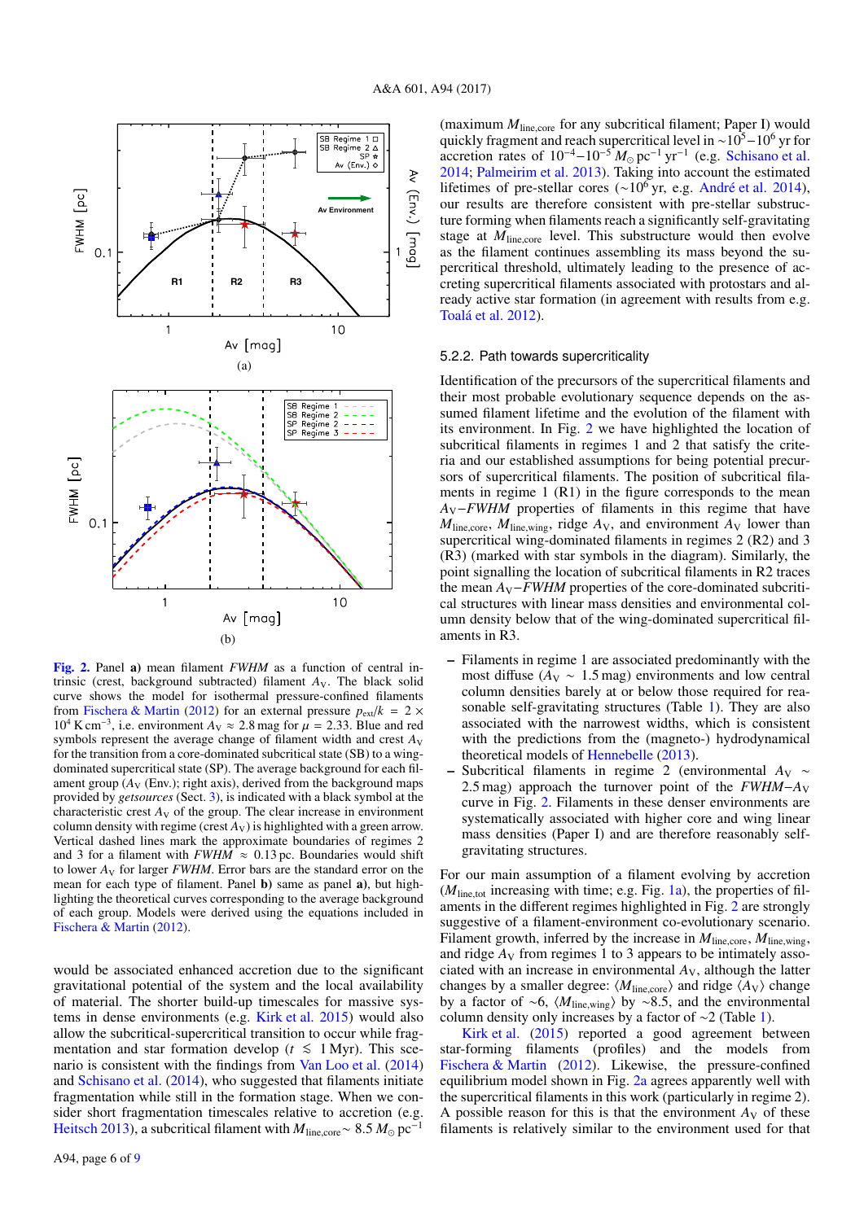**Fig. 2.** Panel **a)** mean filament *FWHM* as a function of central intrinsic (crest, background subtracted) filament $A_V$. The black solid curve shows the model for isothermal pressure-confined filaments from Fischera & Martin (2012) for an external pressure $p_{ext}/k = 2 \times 10^4$ K cm$^{-3}$, i.e. environment $A_V \approx 2.8$ mag for $\mu = 2.33$. Blue and red symbols represent the average change of filament width and crest $A_V$ for the transition from a core-dominated subcritical state (SB) to a wing-dominated supercritical state (SP). The average background for each filament group ($A_V$ (Env.); right axis), derived from the background maps provided by *getsources* (Sect. 3), is indicated with a black symbol at the characteristic crest $A_V$ of the group. The clear increase in environment column density with regime (crest $A_V$) is highlighted with a green arrow. Vertical dashed lines mark the approximate boundaries of regimes 2 and 3 for a filament with $FWHM \approx 0.13$ pc. Boundaries would shift to lower $A_V$ for larger *FWHM*. Error bars are the standard error on the mean for each type of filament. Panel **b)** same as panel **a)**, but highlighting the theoretical curves corresponding to the average background of each group. Models were derived using the equations included in Fischera & Martin (2012).

would be associated enhanced accretion due to the significant gravitational potential of the system and the local availability of material. The shorter build-up timescales for massive systems in dense environments (e.g. Kirk et al. 2015) would also allow the subcritical-supercritical transition to occur while fragmentation and star formation develop ($t \lesssim 1$ Myr). This scenario is consistent with the findings from Van Loo et al. (2014) and Schisano et al. (2014), who suggested that filaments initiate fragmentation while still in the formation stage. When we consider short fragmentation timescales relative to accretion (e.g. Heitsch 2013), a subcritical filament with $M_{\rm line,core} \sim 8.5\,M_\odot$ pc$^{-1}$ (maximum $M_{\rm line,core}$ for any subcritical filament; Paper I) would quickly fragment and reach supercritical level in $\sim 10^5 - 10^6$ yr for accretion rates of $10^{-4} - 10^{-5}\,M_\odot$ pc$^{-1}$ yr$^{-1}$ (e.g. Schisano et al. 2014; Palmeirim et al. 2013). Taking into account the estimated lifetimes of pre-stellar cores ($\sim 10^6$ yr, e.g. André et al. 2014), our results are therefore consistent with pre-stellar substructure forming when filaments reach a significantly self-gravitating stage at $M_{\rm line,core}$ level. This substructure would then evolve as the filament continues assembling its mass beyond the supercritical threshold, ultimately leading to the presence of accreting supercritical filaments associated with protostars and already active star formation (in agreement with results from e.g. Toalá et al. 2012).

### 5.2.2. Path towards supercriticality

Identification of the precursors of the supercritical filaments and their most probable evolutionary sequence depends on the assumed filament lifetime and the evolution of the filament with its environment. In Fig. 2 we have highlighted the location of subcritical filaments in regimes 1 and 2 that satisfy the criteria and our established assumptions for being potential precursors of supercritical filaments. The position of subcritical filaments in regime 1 (R1) in the figure corresponds to the mean $A_V - FWHM$ properties of filaments in this regime that have $M_{\rm line,core}$, $M_{\rm line,wing}$, ridge $A_V$, and environment $A_V$ lower than supercritical wing-dominated filaments in regimes 2 (R2) and 3 (R3) (marked with star symbols in the diagram). Similarly, the point signalling the location of subcritical filaments in R2 traces the mean $A_V - FWHM$ properties of the core-dominated subcritical structures with linear mass densities and environmental column density below that of the wing-dominated supercritical filaments in R3.

- Filaments in regime 1 are associated predominantly with the most diffuse ($A_V \sim 1.5$ mag) environments and low central column densities barely at or below those required for reasonable self-gravitating structures (Table 1). They are also associated with the narrowest widths, which is consistent with the predictions from the (magneto-) hydrodynamical theoretical models of Hennebelle (2013).
- Subcritical filaments in regime 2 (environmental $A_V \sim 2.5$ mag) approach the turnover point of the $FWHM - A_V$ curve in Fig. 2. Filaments in these denser environments are systematically associated with higher core and wing linear mass densities (Paper I) and are therefore reasonably self-gravitating structures.

For our main assumption of a filament evolving by accretion ($M_{\rm line,tot}$ increasing with time; e.g. Fig. 1a), the properties of filaments in the different regimes highlighted in Fig. 2 are strongly suggestive of a filament-environment co-evolutionary scenario. Filament growth, inferred by the increase in $M_{\rm line,core}$, $M_{\rm line,wing}$, and ridge $A_V$ from regimes 1 to 3 appears to be intimately associated with an increase in environmental $A_V$, although the latter changes by a smaller degree: $\langle M_{\rm line,core} \rangle$ and ridge $\langle A_V \rangle$ change by a factor of $\sim 6$, $\langle M_{\rm line,wing} \rangle$ by $\sim 8.5$, and the environmental column density only increases by a factor of $\sim 2$ (Table 1).

Kirk et al. (2015) reported a good agreement between star-forming filaments (profiles) and the models from Fischera & Martin (2012). Likewise, the pressure-confined equilibrium model shown in Fig. 2a agrees apparently well with the supercritical filaments in this work (particularly in regime 2). A possible reason for this is that the environment $A_V$ of these filaments is relatively similar to the environment used for that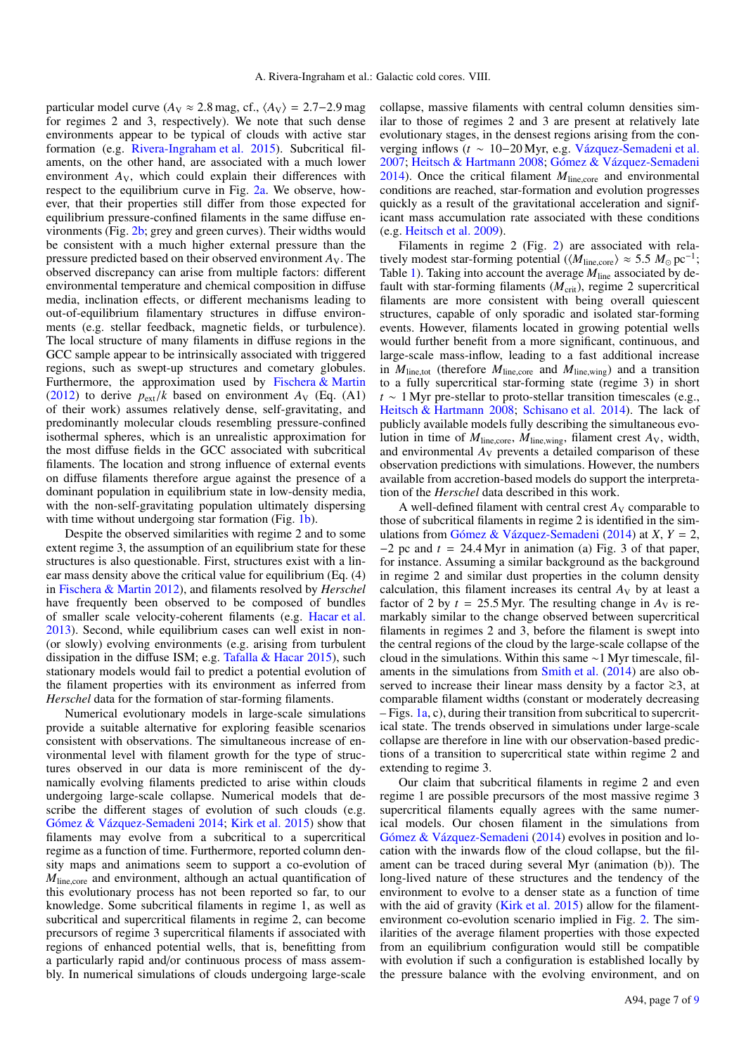particular model curve ($A_V \approx 2.8$ mag, cf., $\langle A_V \rangle = 2.7-2.9$ mag for regimes 2 and 3, respectively). We note that such dense environments appear to be typical of clouds with active star formation (e.g. Rivera-Ingraham et al. 2015). Subcritical filaments, on the other hand, are associated with a much lower environment $A_V$, which could explain their differences with respect to the equilibrium curve in Fig. 2a. We observe, however, that their properties still differ from those expected for equilibrium pressure-confined filaments in the same diffuse environments (Fig. 2b; grey and green curves). Their widths would be consistent with a much higher external pressure than the pressure predicted based on their observed environment $A_V$. The observed discrepancy can arise from multiple factors: different environmental temperature and chemical composition in diffuse media, inclination effects, or different mechanisms leading to out-of-equilibrium filamentary structures in diffuse environments (e.g. stellar feedback, magnetic fields, or turbulence). The local structure of many filaments in diffuse regions in the GCC sample appear to be intrinsically associated with triggered regions, such as swept-up structures and cometary globules. Furthermore, the approximation used by Fischera & Martin (2012) to derive $p_{\rm ext}/k$ based on environment $A_V$ (Eq. (A1) of their work) assumes relatively dense, self-gravitating, and predominantly molecular clouds resembling pressure-confined isothermal spheres, which is an unrealistic approximation for the most diffuse fields in the GCC associated with subcritical filaments. The location and strong influence of external events on diffuse filaments therefore argue against the presence of a dominant population in equilibrium state in low-density media, with the non-self-gravitating population ultimately dispersing with time without undergoing star formation (Fig. 1b).

Despite the observed similarities with regime 2 and to some extent regime 3, the assumption of an equilibrium state for these structures is also questionable. First, structures exist with a linear mass density above the critical value for equilibrium (Eq. (4) in Fischera & Martin 2012), and filaments resolved by *Herschel* have frequently been observed to be composed of bundles of smaller scale velocity-coherent filaments (e.g. Hacar et al. 2013). Second, while equilibrium cases can well exist in non- (or slowly) evolving environments (e.g. arising from turbulent dissipation in the diffuse ISM; e.g. Tafalla & Hacar 2015), such stationary models would fail to predict a potential evolution of the filament properties with its environment as inferred from *Herschel* data for the formation of star-forming filaments.

Numerical evolutionary models in large-scale simulations provide a suitable alternative for exploring feasible scenarios consistent with observations. The simultaneous increase of environmental level with filament growth for the type of structures observed in our data is more reminiscent of the dynamically evolving filaments predicted to arise within clouds undergoing large-scale collapse. Numerical models that describe the different stages of evolution of such clouds (e.g. Gómez & Vázquez-Semadeni 2014; Kirk et al. 2015) show that filaments may evolve from a subcritical to a supercritical regime as a function of time. Furthermore, reported column density maps and animations seem to support a co-evolution of $M_{\rm line,core}$ and environment, although an actual quantification of this evolutionary process has not been reported so far, to our knowledge. Some subcritical filaments in regime 1, as well as subcritical and supercritical filaments in regime 2, can become precursors of regime 3 supercritical filaments if associated with regions of enhanced potential wells, that is, benefitting from a particularly rapid and/or continuous process of mass assembly. In numerical simulations of clouds undergoing large-scale collapse, massive filaments with central column densities similar to those of regimes 2 and 3 are present at relatively late evolutionary stages, in the densest regions arising from the converging inflows ($t \sim 10-20$ Myr, e.g. Vázquez-Semadeni et al. 2007; Heitsch & Hartmann 2008; Gómez & Vázquez-Semadeni 2014). Once the critical filament $M_{\rm line,core}$ and environmental conditions are reached, star-formation and evolution progresses quickly as a result of the gravitational acceleration and significant mass accumulation rate associated with these conditions (e.g. Heitsch et al. 2009).

Filaments in regime 2 (Fig. 2) are associated with relatively modest star-forming potential ($\langle M_{\rm line,core} \rangle \approx 5.5\ M_\odot\ {\rm pc}^{-1}$; Table 1). Taking into account the average $M_{\rm line}$ associated by default with star-forming filaments ($M_{\rm crit}$), regime 2 supercritical filaments are more consistent with being overall quiescent structures, capable of only sporadic and isolated star-forming events. However, filaments located in growing potential wells would further benefit from a more significant, continuous, and large-scale mass-inflow, leading to a fast additional increase in $M_{\rm line,tot}$ (therefore $M_{\rm line,core}$ and $M_{\rm line,wing}$) and a transition to a fully supercritical star-forming state (regime 3) in short $t \sim 1$ Myr pre-stellar to proto-stellar transition timescales (e.g., Heitsch & Hartmann 2008; Schisano et al. 2014). The lack of publicly available models fully describing the simultaneous evolution in time of $M_{\rm line,core}$, $M_{\rm line,wing}$, filament crest $A_V$, width, and environmental $A_V$ prevents a detailed comparison of these observation predictions with simulations. However, the numbers available from accretion-based models do support the interpretation of the *Herschel* data described in this work.

A well-defined filament with central crest $A_V$ comparable to those of subcritical filaments in regime 2 is identified in the simulations from Gómez & Vázquez-Semadeni (2014) at $X$, $Y = 2$, $-2$ pc and $t = 24.4$ Myr in animation (a) Fig. 3 of that paper, for instance. Assuming a similar background as the background in regime 2 and similar dust properties in the column density calculation, this filament increases its central $A_V$ by at least a factor of 2 by $t = 25.5$ Myr. The resulting change in $A_V$ is remarkably similar to the change observed between supercritical filaments in regimes 2 and 3, before the filament is swept into the central regions of the cloud by the large-scale collapse of the cloud in the simulations. Within this same $\sim$1 Myr timescale, filaments in the simulations from Smith et al. (2014) are also observed to increase their linear mass density by a factor $\gtrsim$3, at comparable filament widths (constant or moderately decreasing – Figs. 1a, c), during their transition from subcritical to supercritical state. The trends observed in simulations under large-scale collapse are therefore in line with our observation-based predictions of a transition to supercritical state within regime 2 and extending to regime 3.

Our claim that subcritical filaments in regime 2 and even regime 1 are possible precursors of the most massive regime 3 supercritical filaments equally agrees with the same numerical models. Our chosen filament in the simulations from Gómez & Vázquez-Semadeni (2014) evolves in position and location with the inwards flow of the cloud collapse, but the filament can be traced during several Myr (animation (b)). The long-lived nature of these structures and the tendency of the environment to evolve to a denser state as a function of time with the aid of gravity (Kirk et al. 2015) allow for the filament-environment co-evolution scenario implied in Fig. 2. The similarities of the average filament properties with those expected from an equilibrium configuration would still be compatible with evolution if such a configuration is established locally by the pressure balance with the evolving environment, and on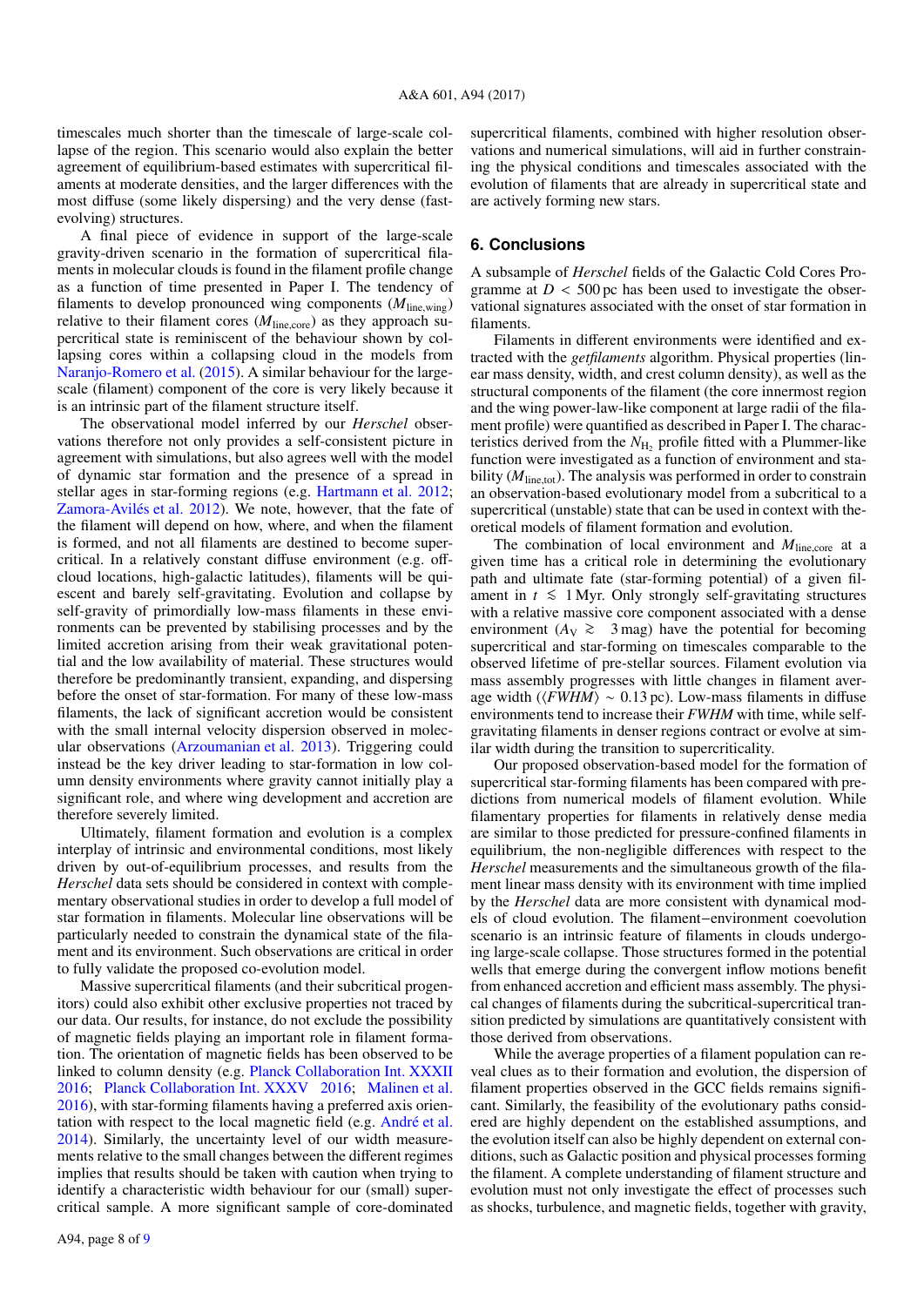timescales much shorter than the timescale of large-scale collapse of the region. This scenario would also explain the better agreement of equilibrium-based estimates with supercritical filaments at moderate densities, and the larger differences with the most diffuse (some likely dispersing) and the very dense (fast-evolving) structures.

A final piece of evidence in support of the large-scale gravity-driven scenario in the formation of supercritical filaments in molecular clouds is found in the filament profile change as a function of time presented in Paper I. The tendency of filaments to develop pronounced wing components ($M_{\rm line,wing}$) relative to their filament cores ($M_{\rm line,core}$) as they approach supercritical state is reminiscent of the behaviour shown by collapsing cores within a collapsing cloud in the models from Naranjo-Romero et al. (2015). A similar behaviour for the large-scale (filament) component of the core is very likely because it is an intrinsic part of the filament structure itself.

The observational model inferred by our *Herschel* observations therefore not only provides a self-consistent picture in agreement with simulations, but also agrees well with the model of dynamic star formation and the presence of a spread in stellar ages in star-forming regions (e.g. Hartmann et al. 2012; Zamora-Avilés et al. 2012). We note, however, that the fate of the filament will depend on how, where, and when the filament is formed, and not all filaments are destined to become supercritical. In a relatively constant diffuse environment (e.g. off-cloud locations, high-galactic latitudes), filaments will be quiescent and barely self-gravitating. Evolution and collapse by self-gravity of primordially low-mass filaments in these environments can be prevented by stabilising processes and by the limited accretion arising from their weak gravitational potential and the low availability of material. These structures would therefore be predominantly transient, expanding, and dispersing before the onset of star-formation. For many of these low-mass filaments, the lack of significant accretion would be consistent with the small internal velocity dispersion observed in molecular observations (Arzoumanian et al. 2013). Triggering could instead be the key driver leading to star-formation in low column density environments where gravity cannot initially play a significant role, and where wing development and accretion are therefore severely limited.

Ultimately, filament formation and evolution is a complex interplay of intrinsic and environmental conditions, most likely driven by out-of-equilibrium processes, and results from the *Herschel* data sets should be considered in context with complementary observational studies in order to develop a full model of star formation in filaments. Molecular line observations will be particularly needed to constrain the dynamical state of the filament and its environment. Such observations are critical in order to fully validate the proposed co-evolution model.

Massive supercritical filaments (and their subcritical progenitors) could also exhibit other exclusive properties not traced by our data. Our results, for instance, do not exclude the possibility of magnetic fields playing an important role in filament formation. The orientation of magnetic fields has been observed to be linked to column density (e.g. Planck Collaboration Int. XXXII 2016; Planck Collaboration Int. XXXV 2016; Malinen et al. 2016), with star-forming filaments having a preferred axis orientation with respect to the local magnetic field (e.g. André et al. 2014). Similarly, the uncertainty level of our width measurements relative to the small changes between the different regimes implies that results should be taken with caution when trying to identify a characteristic width behaviour for our (small) supercritical sample. A more significant sample of core-dominated supercritical filaments, combined with higher resolution observations and numerical simulations, will aid in further constraining the physical conditions and timescales associated with the evolution of filaments that are already in supercritical state and are actively forming new stars.

## 6. Conclusions

A subsample of *Herschel* fields of the Galactic Cold Cores Programme at $D < 500$ pc has been used to investigate the observational signatures associated with the onset of star formation in filaments.

Filaments in different environments were identified and extracted with the *getfilaments* algorithm. Physical properties (linear mass density, width, and crest column density), as well as the structural components of the filament (the core innermost region and the wing power-law-like component at large radii of the filament profile) were quantified as described in Paper I. The characteristics derived from the $N_{\rm H_2}$ profile fitted with a Plummer-like function were investigated as a function of environment and stability ($M_{\rm line,tot}$). The analysis was performed in order to constrain an observation-based evolutionary model from a subcritical to a supercritical (unstable) state that can be used in context with theoretical models of filament formation and evolution.

The combination of local environment and $M_{\rm line,core}$ at a given time has a critical role in determining the evolutionary path and ultimate fate (star-forming potential) of a given filament in $t \lesssim 1$ Myr. Only strongly self-gravitating structures with a relative massive core component associated with a dense environment ($A_{\rm V} \gtrsim 3$ mag) have the potential for becoming supercritical and star-forming on timescales comparable to the observed lifetime of pre-stellar sources. Filament evolution via mass assembly progresses with little changes in filament average width ($\langle FWHM \rangle \sim 0.13$ pc). Low-mass filaments in diffuse environments tend to increase their *FWHM* with time, while self-gravitating filaments in denser regions contract or evolve at similar width during the transition to supercriticality.

Our proposed observation-based model for the formation of supercritical star-forming filaments has been compared with predictions from numerical models of filament evolution. While filamentary properties for filaments in relatively dense media are similar to those predicted for pressure-confined filaments in equilibrium, the non-negligible differences with respect to the *Herschel* measurements and the simultaneous growth of the filament linear mass density with its environment with time implied by the *Herschel* data are more consistent with dynamical models of cloud evolution. The filament−environment coevolution scenario is an intrinsic feature of filaments in clouds undergoing large-scale collapse. Those structures formed in the potential wells that emerge during the convergent inflow motions benefit from enhanced accretion and efficient mass assembly. The physical changes of filaments during the subcritical-supercritical transition predicted by simulations are quantitatively consistent with those derived from observations.

While the average properties of a filament population can reveal clues as to their formation and evolution, the dispersion of filament properties observed in the GCC fields remains significant. Similarly, the feasibility of the evolutionary paths considered are highly dependent on the established assumptions, and the evolution itself can also be highly dependent on external conditions, such as Galactic position and physical processes forming the filament. A complete understanding of filament structure and evolution must not only investigate the effect of processes such as shocks, turbulence, and magnetic fields, together with gravity,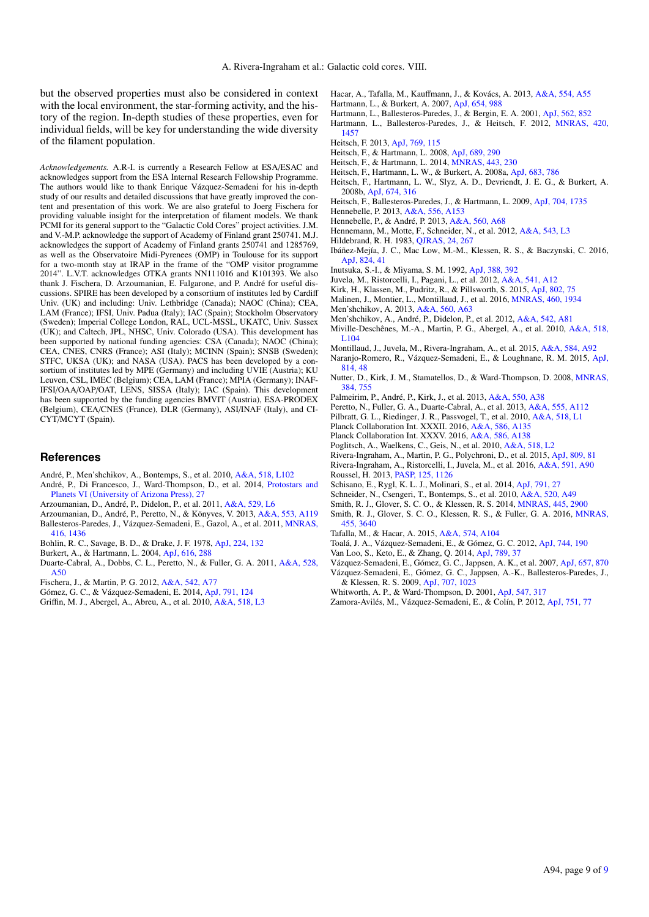but the observed properties must also be considered in context with the local environment, the star-forming activity, and the history of the region. In-depth studies of these properties, even for individual fields, will be key for understanding the wide diversity of the filament population.

*Acknowledgements.* A.R-I. is currently a Research Fellow at ESA/ESAC and acknowledges support from the ESA Internal Research Fellowship Programme. The authors would like to thank Enrique Vázquez-Semadeni for his in-depth study of our results and detailed discussions that have greatly improved the content and presentation of this work. We are also grateful to Joerg Fischera for providing valuable insight for the interpretation of filament models. We thank PCMI for its general support to the "Galactic Cold Cores" project activities. J.M. and V.-M.P. acknowledge the support of Academy of Finland grant 250741. M.J. acknowledges the support of Academy of Finland grants 250741 and 1285769, as well as the Observatoire Midi-Pyrenees (OMP) in Toulouse for its support for a two-month stay at IRAP in the frame of the "OMP visitor programme 2014". L.V.T. acknowledges OTKA grants NN111016 and K101393. We also thank J. Fischera, D. Arzoumanian, E. Falgarone, and P. André for useful discussions. SPIRE has been developed by a consortium of institutes led by Cardiff Univ. (UK) and including: Univ. Lethbridge (Canada); NAOC (China); CEA, LAM (France); IFSI, Univ. Padua (Italy); IAC (Spain); Stockholm Observatory (Sweden); Imperial College London, RAL, UCL-MSSL, UKATC, Univ. Sussex (UK); and Caltech, JPL, NHSC, Univ. Colorado (USA). This development has been supported by national funding agencies: CSA (Canada); NAOC (China); CEA, CNES, CNRS (France); ASI (Italy); MCINN (Spain); SNSB (Sweden); STFC, UKSA (UK); and NASA (USA). PACS has been developed by a consortium of institutes led by MPE (Germany) and including UVIE (Austria); KU Leuven, CSL, IMEC (Belgium); CEA, LAM (France); MPIA (Germany); INAF-IFSI/OAA/OAP/OAT, LENS, SISSA (Italy); IAC (Spain). This development has been supported by the funding agencies BMVIT (Austria), ESA-PRODEX (Belgium), CEA/CNES (France), DLR (Germany), ASI/INAF (Italy), and CICYT/MCYT (Spain).

## References

André, P., Men'shchikov, A., Bontemps, S., et al. 2010, A&A, 518, L102
André, P., Di Francesco, J., Ward-Thompson, D., et al. 2014, Protostars and Planets VI (University of Arizona Press), 27
Arzoumanian, D., André, P., Didelon, P., et al. 2011, A&A, 529, L6
Arzoumanian, D., André, P., Peretto, N., & Könyves, V. 2013, A&A, 553, A119
Ballesteros-Paredes, J., Vázquez-Semadeni, E., Gazol, A., et al. 2011, MNRAS, 416, 1436
Bohlin, R. C., Savage, B. D., & Drake, J. F. 1978, ApJ, 224, 132
Burkert, A., & Hartmann, L. 2004, ApJ, 616, 288
Duarte-Cabral, A., Dobbs, C. L., Peretto, N., & Fuller, G. A. 2011, A&A, 528, A50
Fischera, J., & Martin, P. G. 2012, A&A, 542, A77
Gómez, G. C., & Vázquez-Semadeni, E. 2014, ApJ, 791, 124
Griffin, M. J., Abergel, A., Abreu, A., et al. 2010, A&A, 518, L3
Hacar, A., Tafalla, M., Kauffmann, J., & Kovács, A. 2013, A&A, 554, A55
Hartmann, L., & Burkert, A. 2007, ApJ, 654, 988
Hartmann, L., Ballesteros-Paredes, J., & Bergin, E. A. 2001, ApJ, 562, 852
Hartmann, L., Ballesteros-Paredes, J., & Heitsch, F. 2012, MNRAS, 420, 1457
Heitsch, F. 2013, ApJ, 769, 115
Heitsch, F., & Hartmann, L. 2008, ApJ, 689, 290
Heitsch, F., & Hartmann, L. 2014, MNRAS, 443, 230
Heitsch, F., Hartmann, L. W., & Burkert, A. 2008a, ApJ, 683, 786
Heitsch, F., Hartmann, L. W., Slyz, A. D., Devriendt, J. E. G., & Burkert, A. 2008b, ApJ, 674, 316
Heitsch, F., Ballesteros-Paredes, J., & Hartmann, L. 2009, ApJ, 704, 1735
Hennebelle, P. 2013, A&A, 556, A153
Hennebelle, P., & André, P. 2013, A&A, 560, A68
Hennemann, M., Motte, F., Schneider, N., et al. 2012, A&A, 543, L3
Hildebrand, R. H. 1983, QJRAS, 24, 267
Ibáñez-Mejía, J. C., Mac Low, M.-M., Klessen, R. S., & Baczynski, C. 2016, ApJ, 824, 41
Inutsuka, S.-I., & Miyama, S. M. 1992, ApJ, 388, 392
Juvela, M., Ristorcelli, I., Pagani, L., et al. 2012, A&A, 541, A12
Kirk, H., Klassen, M., Pudritz, R., & Pillsworth, S. 2015, ApJ, 802, 75
Malinen, J., Montier, L., Montillaud, J., et al. 2016, MNRAS, 460, 1934
Men'shchikov, A. 2013, A&A, 560, A63
Men'shchikov, A., André, P., Didelon, P., et al. 2012, A&A, 542, A81
Miville-Deschênes, M.-A., Martin, P. G., Abergel, A., et al. 2010, A&A, 518, L104
Montillaud, J., Juvela, M., Rivera-Ingraham, A., et al. 2015, A&A, 584, A92
Naranjo-Romero, R., Vázquez-Semadeni, E., & Loughnane, R. M. 2015, ApJ, 814, 48
Nutter, D., Kirk, J. M., Stamatellos, D., & Ward-Thompson, D. 2008, MNRAS, 384, 755
Palmeirim, P., André, P., Kirk, J., et al. 2013, A&A, 550, A38
Peretto, N., Fuller, G. A., Duarte-Cabral, A., et al. 2013, A&A, 555, A112
Pilbratt, G. L., Riedinger, J. R., Passvogel, T., et al. 2010, A&A, 518, L1
Planck Collaboration Int. XXXII. 2016, A&A, 586, A135
Planck Collaboration Int. XXXV. 2016, A&A, 586, A138
Poglitsch, A., Waelkens, C., Geis, N., et al. 2010, A&A, 518, L2
Rivera-Ingraham, A., Martin, P. G., Polychroni, D., et al. 2015, ApJ, 809, 81
Rivera-Ingraham, A., Ristorcelli, I., Juvela, M., et al. 2016, A&A, 591, A90
Roussel, H. 2013, PASP, 125, 1126
Schisano, E., Rygl, K. L. J., Molinari, S., et al. 2014, ApJ, 791, 27
Schneider, N., Csengeri, T., Bontemps, S., et al. 2010, A&A, 520, A49
Smith, R. J., Glover, S. C. O., & Klessen, R. S. 2014, MNRAS, 445, 2900
Smith, R. J., Glover, S. C. O., Klessen, R. S., & Fuller, G. A. 2016, MNRAS, 455, 3640
Tafalla, M., & Hacar, A. 2015, A&A, 574, A104
Toalá, J. A., Vázquez-Semadeni, E., & Gómez, G. C. 2012, ApJ, 744, 190
Van Loo, S., Keto, E., & Zhang, Q. 2014, ApJ, 789, 37
Vázquez-Semadeni, E., Gómez, G. C., Jappsen, A. K., et al. 2007, ApJ, 657, 870
Vázquez-Semadeni, E., Gómez, G. C., Jappsen, A.-K., Ballesteros-Paredes, J., & Klessen, R. S. 2009, ApJ, 707, 1023
Whitworth, A. P., & Ward-Thompson, D. 2001, ApJ, 547, 317
Zamora-Avilés, M., Vázquez-Semadeni, E., & Colín, P. 2012, ApJ, 751, 77